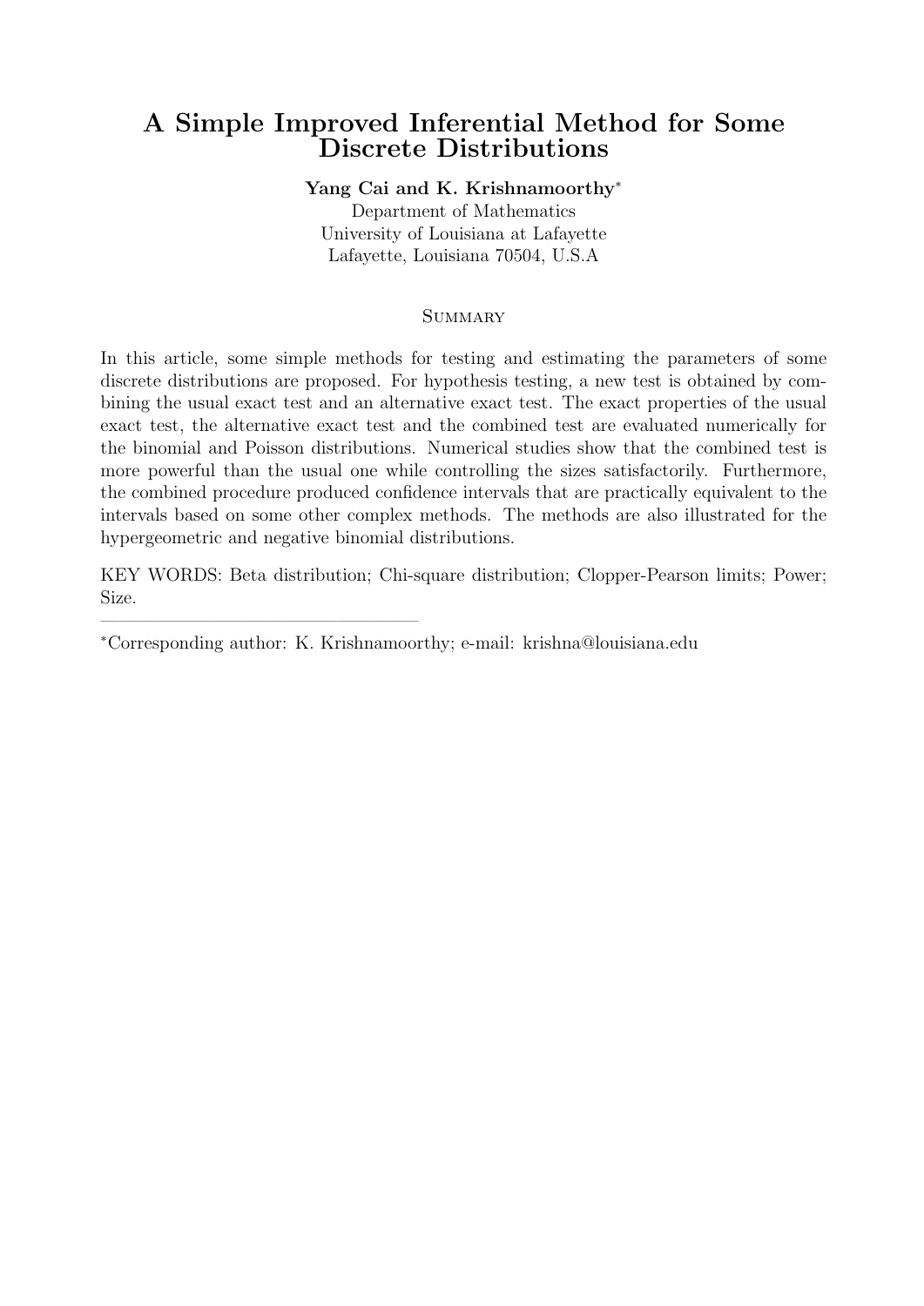# A Simple Improved Inferential Method for Some Discrete Distributions

**Yang Cai and K. Krishnamoorthy***

Department of Mathematics
University of Louisiana at Lafayette
Lafayette, Louisiana 70504, U.S.A

## Summary

In this article, some simple methods for testing and estimating the parameters of some discrete distributions are proposed. For hypothesis testing, a new test is obtained by combining the usual exact test and an alternative exact test. The exact properties of the usual exact test, the alternative exact test and the combined test are evaluated numerically for the binomial and Poisson distributions. Numerical studies show that the combined test is more powerful than the usual one while controlling the sizes satisfactorily. Furthermore, the combined procedure produced confidence intervals that are practically equivalent to the intervals based on some other complex methods. The methods are also illustrated for the hypergeometric and negative binomial distributions.

KEY WORDS: Beta distribution; Chi-square distribution; Clopper-Pearson limits; Power; Size.

---

*Corresponding author: K. Krishnamoorthy; e-mail: krishna@louisiana.edu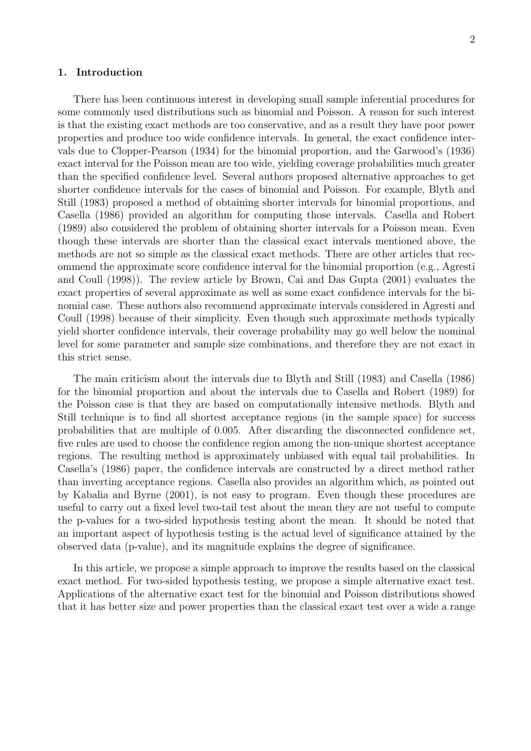## 1. Introduction

There has been continuous interest in developing small sample inferential procedures for some commonly used distributions such as binomial and Poisson. A reason for such interest is that the existing exact methods are too conservative, and as a result they have poor power properties and produce too wide confidence intervals. In general, the exact confidence intervals due to Clopper-Pearson (1934) for the binomial proportion, and the Garwood's (1936) exact interval for the Poisson mean are too wide, yielding coverage probabilities much greater than the specified confidence level. Several authors proposed alternative approaches to get shorter confidence intervals for the cases of binomial and Poisson. For example, Blyth and Still (1983) proposed a method of obtaining shorter intervals for binomial proportions, and Casella (1986) provided an algorithm for computing those intervals. Casella and Robert (1989) also considered the problem of obtaining shorter intervals for a Poisson mean. Even though these intervals are shorter than the classical exact intervals mentioned above, the methods are not so simple as the classical exact methods. There are other articles that recommend the approximate score confidence interval for the binomial proportion (e.g., Agresti and Coull (1998)). The review article by Brown, Cai and Das Gupta (2001) evaluates the exact properties of several approximate as well as some exact confidence intervals for the binomial case. These authors also recommend approximate intervals considered in Agresti and Coull (1998) because of their simplicity. Even though such approximate methods typically yield shorter confidence intervals, their coverage probability may go well below the nominal level for some parameter and sample size combinations, and therefore they are not exact in this strict sense.

The main criticism about the intervals due to Blyth and Still (1983) and Casella (1986) for the binomial proportion and about the intervals due to Casella and Robert (1989) for the Poisson case is that they are based on computationally intensive methods. Blyth and Still technique is to find all shortest acceptance regions (in the sample space) for success probabilities that are multiple of 0.005. After discarding the disconnected confidence set, five rules are used to choose the confidence region among the non-unique shortest acceptance regions. The resulting method is approximately unbiased with equal tail probabilities. In Casella's (1986) paper, the confidence intervals are constructed by a direct method rather than inverting acceptance regions. Casella also provides an algorithm which, as pointed out by Kabalia and Byrne (2001), is not easy to program. Even though these procedures are useful to carry out a fixed level two-tail test about the mean they are not useful to compute the p-values for a two-sided hypothesis testing about the mean. It should be noted that an important aspect of hypothesis testing is the actual level of significance attained by the observed data (p-value), and its magnitude explains the degree of significance.

In this article, we propose a simple approach to improve the results based on the classical exact method. For two-sided hypothesis testing, we propose a simple alternative exact test. Applications of the alternative exact test for the binomial and Poisson distributions showed that it has better size and power properties than the classical exact test over a wide a range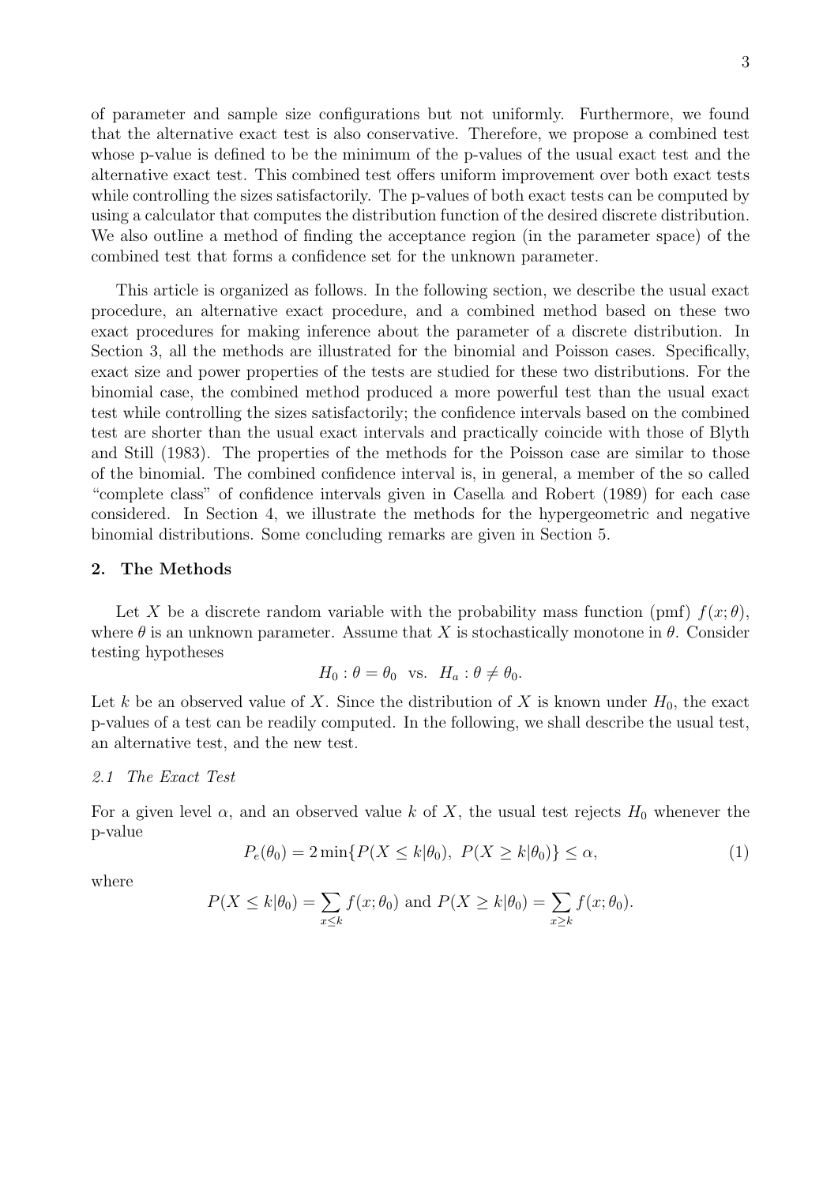of parameter and sample size configurations but not uniformly. Furthermore, we found that the alternative exact test is also conservative. Therefore, we propose a combined test whose p-value is defined to be the minimum of the p-values of the usual exact test and the alternative exact test. This combined test offers uniform improvement over both exact tests while controlling the sizes satisfactorily. The p-values of both exact tests can be computed by using a calculator that computes the distribution function of the desired discrete distribution. We also outline a method of finding the acceptance region (in the parameter space) of the combined test that forms a confidence set for the unknown parameter.

This article is organized as follows. In the following section, we describe the usual exact procedure, an alternative exact procedure, and a combined method based on these two exact procedures for making inference about the parameter of a discrete distribution. In Section 3, all the methods are illustrated for the binomial and Poisson cases. Specifically, exact size and power properties of the tests are studied for these two distributions. For the binomial case, the combined method produced a more powerful test than the usual exact test while controlling the sizes satisfactorily; the confidence intervals based on the combined test are shorter than the usual exact intervals and practically coincide with those of Blyth and Still (1983). The properties of the methods for the Poisson case are similar to those of the binomial. The combined confidence interval is, in general, a member of the so called "complete class" of confidence intervals given in Casella and Robert (1989) for each case considered. In Section 4, we illustrate the methods for the hypergeometric and negative binomial distributions. Some concluding remarks are given in Section 5.

## 2. The Methods

Let $X$ be a discrete random variable with the probability mass function (pmf) $f(x;\theta)$, where $\theta$ is an unknown parameter. Assume that $X$ is stochastically monotone in $\theta$. Consider testing hypotheses

$$H_0 : \theta = \theta_0 \ \text{ vs. } \ H_a : \theta \neq \theta_0.$$

Let $k$ be an observed value of $X$. Since the distribution of $X$ is known under $H_0$, the exact p-values of a test can be readily computed. In the following, we shall describe the usual test, an alternative test, and the new test.

### *2.1 The Exact Test*

For a given level $\alpha$, and an observed value $k$ of $X$, the usual test rejects $H_0$ whenever the p-value

$$P_e(\theta_0) = 2\min\{P(X \leq k|\theta_0),\ P(X \geq k|\theta_0)\} \leq \alpha, \tag{1}$$

where

$$P(X \leq k|\theta_0) = \sum_{x \leq k} f(x;\theta_0) \text{ and } P(X \geq k|\theta_0) = \sum_{x \geq k} f(x;\theta_0).$$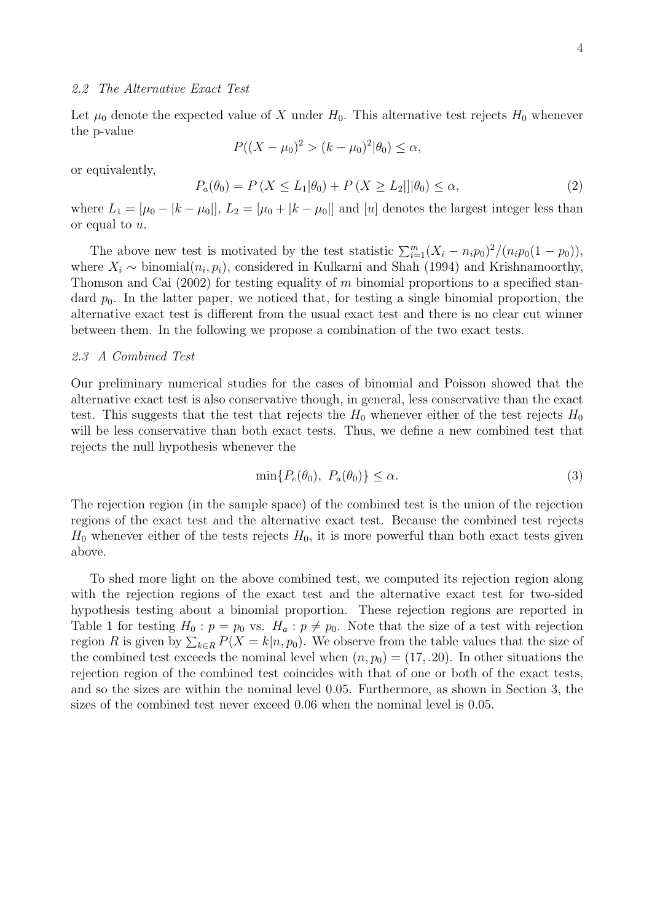*2.2 The Alternative Exact Test*

Let $\mu_0$ denote the expected value of $X$ under $H_0$. This alternative test rejects $H_0$ whenever the p-value

$$P((X - \mu_0)^2 > (k - \mu_0)^2 | \theta_0) \leq \alpha,$$

or equivalently,

$$P_a(\theta_0) = P\left(X \leq L_1 | \theta_0\right) + P\left(X \geq L_2]| | \theta_0\right) \leq \alpha, \tag{2}$$

where $L_1 = [\mu_0 - |k - \mu_0|]$, $L_2 = [\mu_0 + |k - \mu_0|]$ and $[u]$ denotes the largest integer less than or equal to $u$.

The above new test is motivated by the test statistic $\sum_{i=1}^{m}(X_i - n_i p_0)^2/(n_i p_0(1-p_0))$, where $X_i \sim \text{binomial}(n_i, p_i)$, considered in Kulkarni and Shah (1994) and Krishnamoorthy, Thomson and Cai (2002) for testing equality of $m$ binomial proportions to a specified standard $p_0$. In the latter paper, we noticed that, for testing a single binomial proportion, the alternative exact test is different from the usual exact test and there is no clear cut winner between them. In the following we propose a combination of the two exact tests.

*2.3 A Combined Test*

Our preliminary numerical studies for the cases of binomial and Poisson showed that the alternative exact test is also conservative though, in general, less conservative than the exact test. This suggests that the test that rejects the $H_0$ whenever either of the test rejects $H_0$ will be less conservative than both exact tests. Thus, we define a new combined test that rejects the null hypothesis whenever the

$$\min\{P_e(\theta_0),\ P_a(\theta_0)\} \leq \alpha. \tag{3}$$

The rejection region (in the sample space) of the combined test is the union of the rejection regions of the exact test and the alternative exact test. Because the combined test rejects $H_0$ whenever either of the tests rejects $H_0$, it is more powerful than both exact tests given above.

To shed more light on the above combined test, we computed its rejection region along with the rejection regions of the exact test and the alternative exact test for two-sided hypothesis testing about a binomial proportion. These rejection regions are reported in Table 1 for testing $H_0 : p = p_0$ vs. $H_a : p \neq p_0$. Note that the size of a test with rejection region $R$ is given by $\sum_{k \in R} P(X = k|n, p_0)$. We observe from the table values that the size of the combined test exceeds the nominal level when $(n, p_0) = (17, .20)$. In other situations the rejection region of the combined test coincides with that of one or both of the exact tests, and so the sizes are within the nominal level 0.05. Furthermore, as shown in Section 3, the sizes of the combined test never exceed 0.06 when the nominal level is 0.05.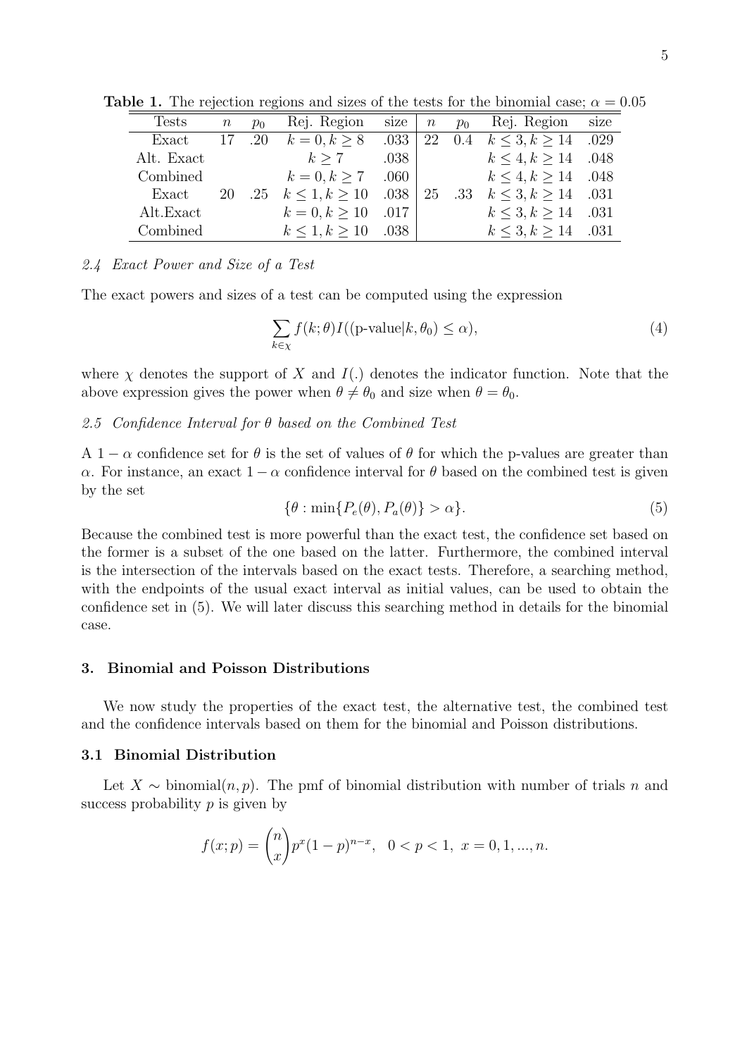**Table 1.** The rejection regions and sizes of the tests for the binomial case; $\alpha = 0.05$

| Tests | $n$ | $p_0$ | Rej. Region | size | $n$ | $p_0$ | Rej. Region | size |
|---|---|---|---|---|---|---|---|---|
| Exact | 17 | .20 | $k = 0, k \geq 8$ | .033 | 22 | 0.4 | $k \leq 3, k \geq 14$ | .029 |
| Alt. Exact | | | $k \geq 7$ | .038 | | | $k \leq 4, k \geq 14$ | .048 |
| Combined | | | $k = 0, k \geq 7$ | .060 | | | $k \leq 4, k \geq 14$ | .048 |
| Exact | 20 | .25 | $k \leq 1, k \geq 10$ | .038 | 25 | .33 | $k \leq 3, k \geq 14$ | .031 |
| Alt.Exact | | | $k = 0, k \geq 10$ | .017 | | | $k \leq 3, k \geq 14$ | .031 |
| Combined | | | $k \leq 1, k \geq 10$ | .038 | | | $k \leq 3, k \geq 14$ | .031 |

*2.4 Exact Power and Size of a Test*

The exact powers and sizes of a test can be computed using the expression

$$\sum_{k \in \chi} f(k; \theta) I((\text{p-value}|k, \theta_0) \leq \alpha), \tag{4}$$

where $\chi$ denotes the support of $X$ and $I(.)$ denotes the indicator function. Note that the above expression gives the power when $\theta \neq \theta_0$ and size when $\theta = \theta_0$.

*2.5 Confidence Interval for $\theta$ based on the Combined Test*

A $1 - \alpha$ confidence set for $\theta$ is the set of values of $\theta$ for which the p-values are greater than $\alpha$. For instance, an exact $1 - \alpha$ confidence interval for $\theta$ based on the combined test is given by the set

$$\{\theta : \min\{P_e(\theta), P_a(\theta)\} > \alpha\}. \tag{5}$$

Because the combined test is more powerful than the exact test, the confidence set based on the former is a subset of the one based on the latter. Furthermore, the combined interval is the intersection of the intervals based on the exact tests. Therefore, a searching method, with the endpoints of the usual exact interval as initial values, can be used to obtain the confidence set in (5). We will later discuss this searching method in details for the binomial case.

## 3. Binomial and Poisson Distributions

We now study the properties of the exact test, the alternative test, the combined test and the confidence intervals based on them for the binomial and Poisson distributions.

### 3.1 Binomial Distribution

Let $X \sim \text{binomial}(n, p)$. The pmf of binomial distribution with number of trials $n$ and success probability $p$ is given by

$$f(x; p) = \binom{n}{x} p^x (1 - p)^{n-x}, \quad 0 < p < 1, \ x = 0, 1, ..., n.$$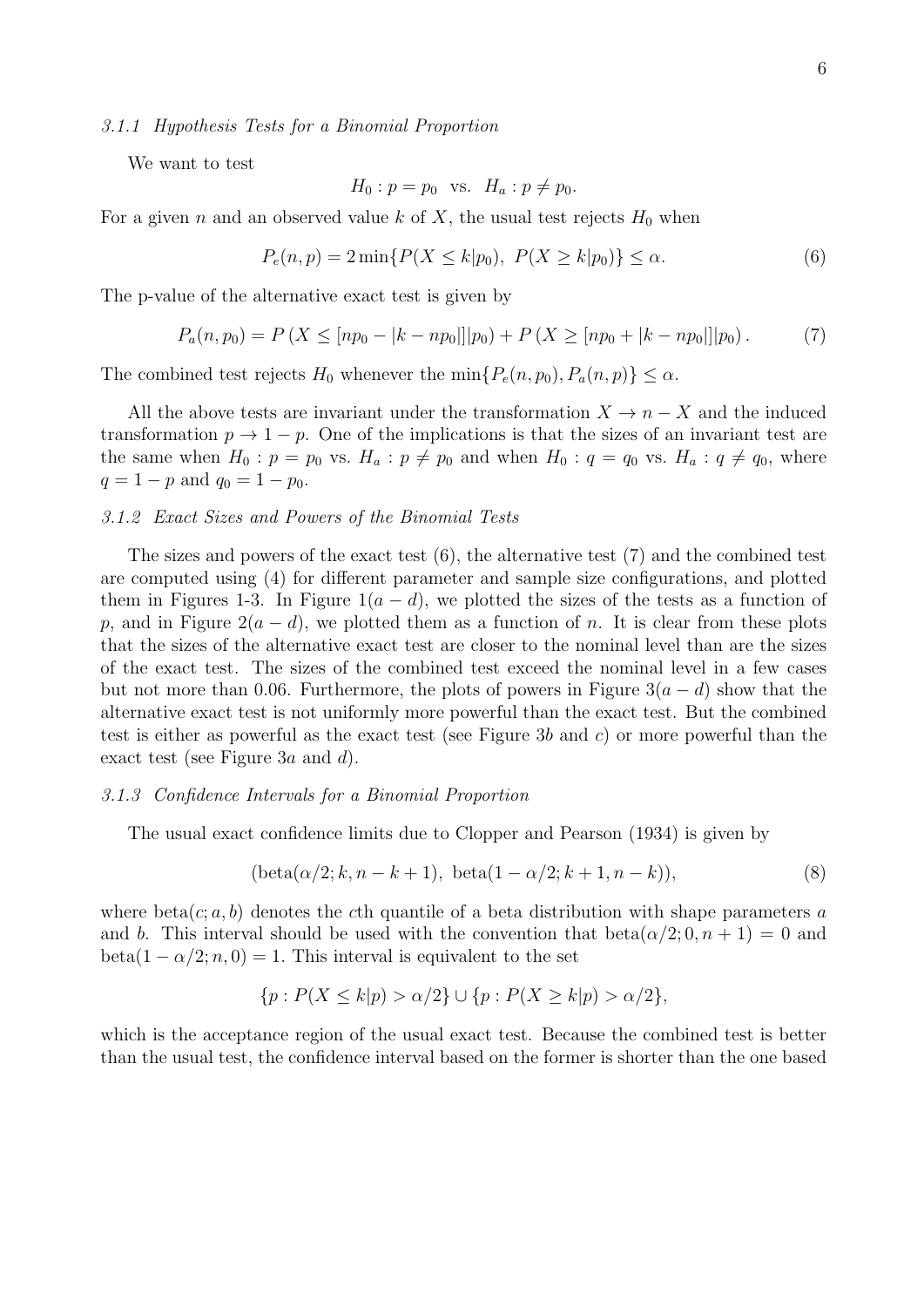### 3.1.1 Hypothesis Tests for a Binomial Proportion

We want to test

$$H_0 : p = p_0 \ \text{ vs. } \ H_a : p \neq p_0.$$

For a given $n$ and an observed value $k$ of $X$, the usual test rejects $H_0$ when

$$P_e(n, p) = 2 \min\{P(X \leq k|p_0),\ P(X \geq k|p_0)\} \leq \alpha. \tag{6}$$

The p-value of the alternative exact test is given by

$$P_a(n, p_0) = P\left(X \leq [np_0 - |k - np_0|]|p_0\right) + P\left(X \geq [np_0 + |k - np_0|]|p_0\right). \tag{7}$$

The combined test rejects $H_0$ whenever the $\min\{P_e(n, p_0), P_a(n, p)\} \leq \alpha$.

All the above tests are invariant under the transformation $X \to n - X$ and the induced transformation $p \to 1 - p$. One of the implications is that the sizes of an invariant test are the same when $H_0 : p = p_0$ vs. $H_a : p \neq p_0$ and when $H_0 : q = q_0$ vs. $H_a : q \neq q_0$, where $q = 1 - p$ and $q_0 = 1 - p_0$.

### 3.1.2 Exact Sizes and Powers of the Binomial Tests

The sizes and powers of the exact test (6), the alternative test (7) and the combined test are computed using (4) for different parameter and sample size configurations, and plotted them in Figures 1-3. In Figure $1(a-d)$, we plotted the sizes of the tests as a function of $p$, and in Figure $2(a-d)$, we plotted them as a function of $n$. It is clear from these plots that the sizes of the alternative exact test are closer to the nominal level than are the sizes of the exact test. The sizes of the combined test exceed the nominal level in a few cases but not more than 0.06. Furthermore, the plots of powers in Figure $3(a-d)$ show that the alternative exact test is not uniformly more powerful than the exact test. But the combined test is either as powerful as the exact test (see Figure 3*b* and *c*) or more powerful than the exact test (see Figure 3*a* and *d*).

### 3.1.3 Confidence Intervals for a Binomial Proportion

The usual exact confidence limits due to Clopper and Pearson (1934) is given by

$$(\text{beta}(\alpha/2; k, n - k + 1),\ \text{beta}(1 - \alpha/2; k + 1, n - k)), \tag{8}$$

where $\text{beta}(c; a, b)$ denotes the $c$th quantile of a beta distribution with shape parameters $a$ and $b$. This interval should be used with the convention that $\text{beta}(\alpha/2; 0, n + 1) = 0$ and $\text{beta}(1 - \alpha/2; n, 0) = 1$. This interval is equivalent to the set

$$\{p : P(X \leq k|p) > \alpha/2\} \cup \{p : P(X \geq k|p) > \alpha/2\},$$

which is the acceptance region of the usual exact test. Because the combined test is better than the usual test, the confidence interval based on the former is shorter than the one based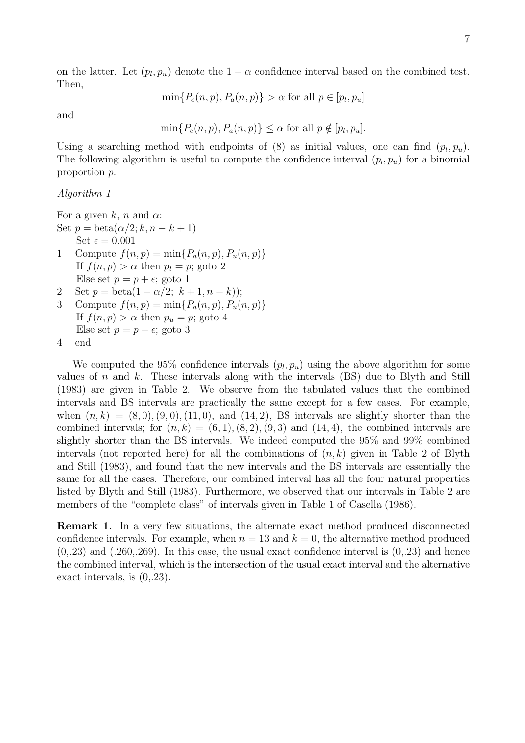on the latter. Let $(p_l, p_u)$ denote the $1-\alpha$ confidence interval based on the combined test. Then,

$$\min\{P_e(n,p), P_a(n,p)\} > \alpha \text{ for all } p \in [p_l, p_u]$$

and

$$\min\{P_e(n,p), P_a(n,p)\} \leq \alpha \text{ for all } p \notin [p_l, p_u].$$

Using a searching method with endpoints of (8) as initial values, one can find $(p_l, p_u)$. The following algorithm is useful to compute the confidence interval $(p_l, p_u)$ for a binomial proportion $p$.

*Algorithm 1*

For a given $k$, $n$ and $\alpha$:  
Set $p = \text{beta}(\alpha/2; k, n-k+1)$  
    Set $\epsilon = 0.001$  
1    Compute $f(n,p) = \min\{P_a(n,p), P_u(n,p)\}$  
    If $f(n,p) > \alpha$ then $p_l = p$; goto 2  
    Else set $p = p + \epsilon$; goto 1  
2    Set $p = \text{beta}(1-\alpha/2;\ k+1, n-k)$);  
3    Compute $f(n,p) = \min\{P_a(n,p), P_u(n,p)\}$  
    If $f(n,p) > \alpha$ then $p_u = p$; goto 4  
    Else set $p = p - \epsilon$; goto 3  
4    end

We computed the 95% confidence intervals $(p_l, p_u)$ using the above algorithm for some values of $n$ and $k$. These intervals along with the intervals (BS) due to Blyth and Still (1983) are given in Table 2. We observe from the tabulated values that the combined intervals and BS intervals are practically the same except for a few cases. For example, when $(n,k) = (8,0), (9,0), (11,0)$, and $(14,2)$, BS intervals are slightly shorter than the combined intervals; for $(n,k) = (6,1), (8,2), (9,3)$ and $(14,4)$, the combined intervals are slightly shorter than the BS intervals. We indeed computed the 95% and 99% combined intervals (not reported here) for all the combinations of $(n,k)$ given in Table 2 of Blyth and Still (1983), and found that the new intervals and the BS intervals are essentially the same for all the cases. Therefore, our combined interval has all the four natural properties listed by Blyth and Still (1983). Furthermore, we observed that our intervals in Table 2 are members of the "complete class" of intervals given in Table 1 of Casella (1986).

**Remark 1.** In a very few situations, the alternate exact method produced disconnected confidence intervals. For example, when $n = 13$ and $k = 0$, the alternative method produced (0,.23) and (.260,.269). In this case, the usual exact confidence interval is (0,.23) and hence the combined interval, which is the intersection of the usual exact interval and the alternative exact intervals, is (0,.23).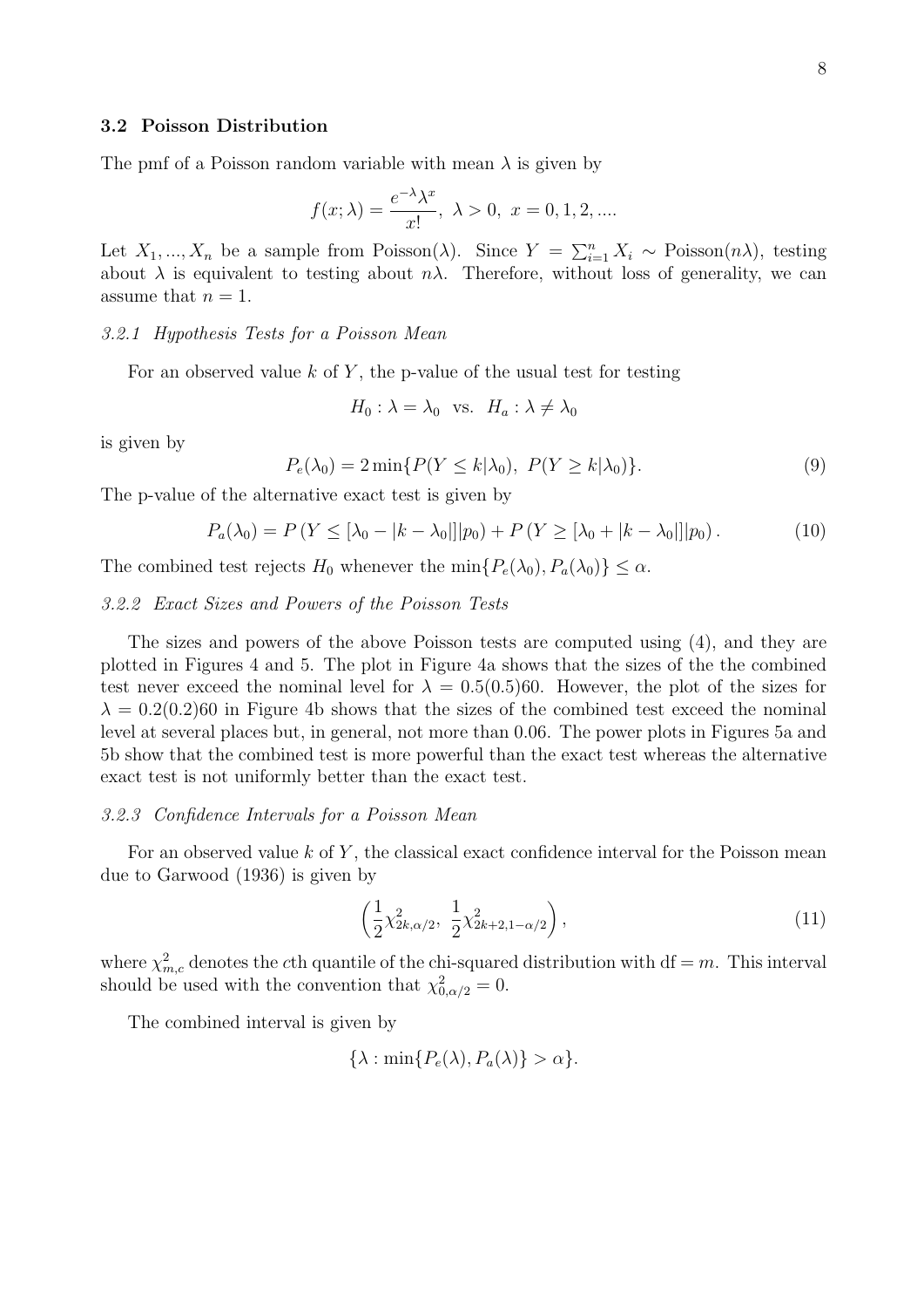### 3.2 Poisson Distribution

The pmf of a Poisson random variable with mean $\lambda$ is given by

$$f(x;\lambda) = \frac{e^{-\lambda}\lambda^x}{x!},\ \lambda > 0,\ x = 0, 1, 2, ....$$

Let $X_1, ..., X_n$ be a sample from Poisson($\lambda$). Since $Y = \sum_{i=1}^n X_i \sim$ Poisson($n\lambda$), testing about $\lambda$ is equivalent to testing about $n\lambda$. Therefore, without loss of generality, we can assume that $n = 1$.

#### *3.2.1 Hypothesis Tests for a Poisson Mean*

For an observed value $k$ of $Y$, the p-value of the usual test for testing

$$H_0 : \lambda = \lambda_0 \ \text{ vs. } \ H_a : \lambda \neq \lambda_0$$

is given by

$$P_e(\lambda_0) = 2\min\{P(Y \le k|\lambda_0),\ P(Y \ge k|\lambda_0)\}. \tag{9}$$

The p-value of the alternative exact test is given by

$$P_a(\lambda_0) = P\left(Y \le [\lambda_0 - |k - \lambda_0|]|p_0\right) + P\left(Y \ge [\lambda_0 + |k - \lambda_0|]|p_0\right). \tag{10}$$

The combined test rejects $H_0$ whenever the $\min\{P_e(\lambda_0), P_a(\lambda_0)\} \le \alpha$.

#### *3.2.2 Exact Sizes and Powers of the Poisson Tests*

The sizes and powers of the above Poisson tests are computed using (4), and they are plotted in Figures 4 and 5. The plot in Figure 4a shows that the sizes of the the combined test never exceed the nominal level for $\lambda = 0.5(0.5)60$. However, the plot of the sizes for $\lambda = 0.2(0.2)60$ in Figure 4b shows that the sizes of the combined test exceed the nominal level at several places but, in general, not more than 0.06. The power plots in Figures 5a and 5b show that the combined test is more powerful than the exact test whereas the alternative exact test is not uniformly better than the exact test.

#### *3.2.3 Confidence Intervals for a Poisson Mean*

For an observed value $k$ of $Y$, the classical exact confidence interval for the Poisson mean due to Garwood (1936) is given by

$$\left(\frac{1}{2}\chi^2_{2k,\alpha/2},\ \frac{1}{2}\chi^2_{2k+2,1-\alpha/2}\right), \tag{11}$$

where $\chi^2_{m,c}$ denotes the $c$th quantile of the chi-squared distribution with df $= m$. This interval should be used with the convention that $\chi^2_{0,\alpha/2} = 0$.

The combined interval is given by

$$\{\lambda : \min\{P_e(\lambda), P_a(\lambda)\} > \alpha\}.$$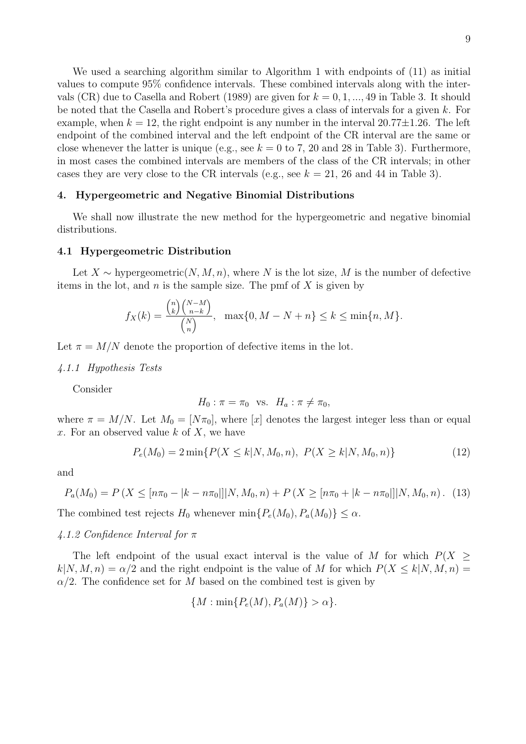We used a searching algorithm similar to Algorithm 1 with endpoints of (11) as initial values to compute 95% confidence intervals. These combined intervals along with the intervals (CR) due to Casella and Robert (1989) are given for $k = 0, 1, ..., 49$ in Table 3. It should be noted that the Casella and Robert's procedure gives a class of intervals for a given $k$. For example, when $k = 12$, the right endpoint is any number in the interval $20.77 \pm 1.26$. The left endpoint of the combined interval and the left endpoint of the CR interval are the same or close whenever the latter is unique (e.g., see $k = 0$ to 7, 20 and 28 in Table 3). Furthermore, in most cases the combined intervals are members of the class of the CR intervals; in other cases they are very close to the CR intervals (e.g., see $k = 21$, 26 and 44 in Table 3).

## 4. Hypergeometric and Negative Binomial Distributions

We shall now illustrate the new method for the hypergeometric and negative binomial distributions.

### 4.1 Hypergeometric Distribution

Let $X \sim$ hypergeometric$(N, M, n)$, where $N$ is the lot size, $M$ is the number of defective items in the lot, and $n$ is the sample size. The pmf of $X$ is given by

$$f_X(k) = \frac{\binom{n}{k}\binom{N-M}{n-k}}{\binom{N}{n}}, \quad \max\{0, M - N + n\} \le k \le \min\{n, M\}.$$

Let $\pi = M/N$ denote the proportion of defective items in the lot.

*4.1.1 Hypothesis Tests*

Consider

$$H_0 : \pi = \pi_0 \ \text{ vs. } \ H_a : \pi \neq \pi_0,$$

where $\pi = M/N$. Let $M_0 = [N\pi_0]$, where $[x]$ denotes the largest integer less than or equal $x$. For an observed value $k$ of $X$, we have

$$P_e(M_0) = 2\min\{P(X \le k|N, M_0, n),\ P(X \ge k|N, M_0, n)\} \tag{12}$$

and

$$P_a(M_0) = P\left(X \le [n\pi_0 - |k - n\pi_0|]|N, M_0, n\right) + P\left(X \ge [n\pi_0 + |k - n\pi_0|]|N, M_0, n\right). \tag{13}$$

The combined test rejects $H_0$ whenever $\min\{P_e(M_0), P_a(M_0)\} \le \alpha$.

*4.1.2 Confidence Interval for $\pi$*

The left endpoint of the usual exact interval is the value of $M$ for which $P(X \ge k|N, M, n) = \alpha/2$ and the right endpoint is the value of $M$ for which $P(X \le k|N, M, n) = \alpha/2$. The confidence set for $M$ based on the combined test is given by

$$\{M : \min\{P_e(M), P_a(M)\} > \alpha\}.$$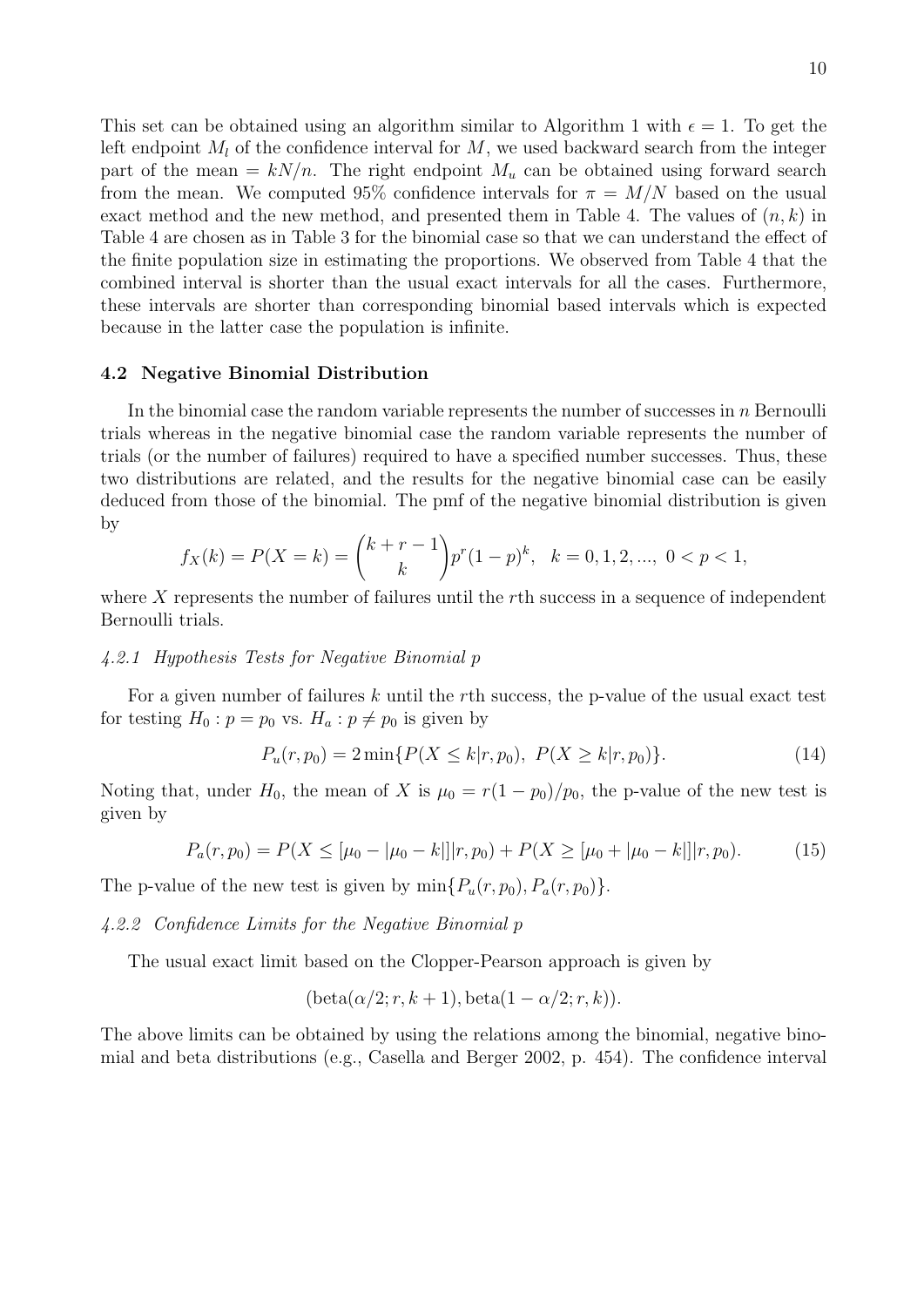This set can be obtained using an algorithm similar to Algorithm 1 with $\epsilon = 1$. To get the left endpoint $M_l$ of the confidence interval for $M$, we used backward search from the integer part of the mean $= kN/n$. The right endpoint $M_u$ can be obtained using forward search from the mean. We computed 95% confidence intervals for $\pi = M/N$ based on the usual exact method and the new method, and presented them in Table 4. The values of $(n, k)$ in Table 4 are chosen as in Table 3 for the binomial case so that we can understand the effect of the finite population size in estimating the proportions. We observed from Table 4 that the combined interval is shorter than the usual exact intervals for all the cases. Furthermore, these intervals are shorter than corresponding binomial based intervals which is expected because in the latter case the population is infinite.

### 4.2 Negative Binomial Distribution

In the binomial case the random variable represents the number of successes in $n$ Bernoulli trials whereas in the negative binomial case the random variable represents the number of trials (or the number of failures) required to have a specified number successes. Thus, these two distributions are related, and the results for the negative binomial case can be easily deduced from those of the binomial. The pmf of the negative binomial distribution is given by

$$f_X(k) = P(X = k) = \binom{k+r-1}{k} p^r (1-p)^k, \quad k = 0, 1, 2, ..., \; 0 < p < 1,$$

where $X$ represents the number of failures until the $r$th success in a sequence of independent Bernoulli trials.

#### *4.2.1 Hypothesis Tests for Negative Binomial p*

For a given number of failures $k$ until the $r$th success, the p-value of the usual exact test for testing $H_0 : p = p_0$ vs. $H_a : p \neq p_0$ is given by

$$P_u(r, p_0) = 2 \min\{P(X \leq k | r, p_0), \; P(X \geq k | r, p_0)\}. \tag{14}$$

Noting that, under $H_0$, the mean of $X$ is $\mu_0 = r(1 - p_0)/p_0$, the p-value of the new test is given by

$$P_a(r, p_0) = P(X \leq [\mu_0 - |\mu_0 - k|] | r, p_0) + P(X \geq [\mu_0 + |\mu_0 - k|] | r, p_0). \tag{15}$$

The p-value of the new test is given by $\min\{P_u(r, p_0), P_a(r, p_0)\}$.

#### *4.2.2 Confidence Limits for the Negative Binomial p*

The usual exact limit based on the Clopper-Pearson approach is given by

$$(\text{beta}(\alpha/2; r, k+1), \text{beta}(1 - \alpha/2; r, k)).$$

The above limits can be obtained by using the relations among the binomial, negative binomial and beta distributions (e.g., Casella and Berger 2002, p. 454). The confidence interval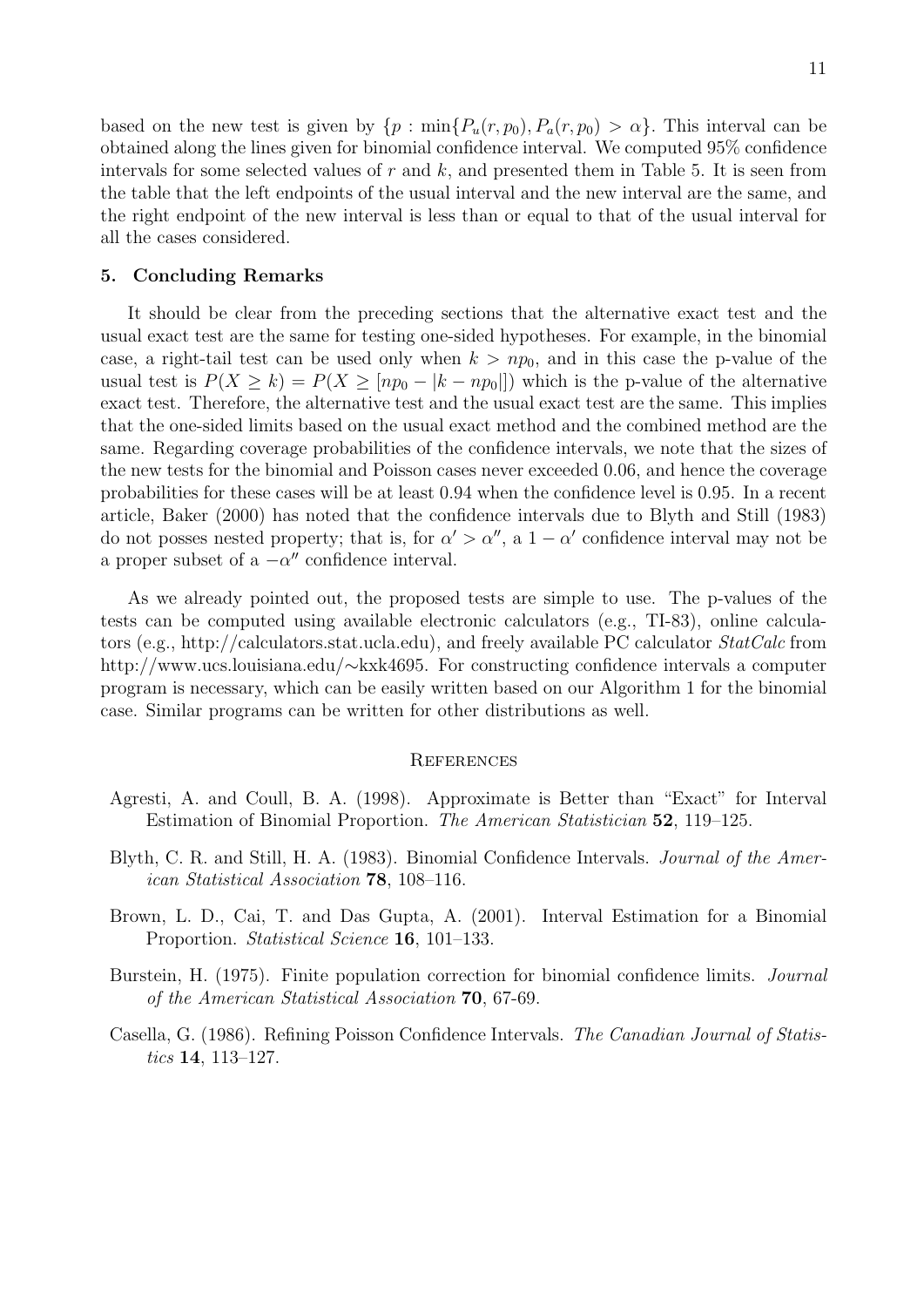based on the new test is given by $\{p : \min\{P_u(r, p_0), P_a(r, p_0) > \alpha\}$. This interval can be obtained along the lines given for binomial confidence interval. We computed 95% confidence intervals for some selected values of $r$ and $k$, and presented them in Table 5. It is seen from the table that the left endpoints of the usual interval and the new interval are the same, and the right endpoint of the new interval is less than or equal to that of the usual interval for all the cases considered.

## 5. Concluding Remarks

It should be clear from the preceding sections that the alternative exact test and the usual exact test are the same for testing one-sided hypotheses. For example, in the binomial case, a right-tail test can be used only when $k > np_0$, and in this case the p-value of the usual test is $P(X \geq k) = P(X \geq [np_0 - |k - np_0|])$ which is the p-value of the alternative exact test. Therefore, the alternative test and the usual exact test are the same. This implies that the one-sided limits based on the usual exact method and the combined method are the same. Regarding coverage probabilities of the confidence intervals, we note that the sizes of the new tests for the binomial and Poisson cases never exceeded 0.06, and hence the coverage probabilities for these cases will be at least 0.94 when the confidence level is 0.95. In a recent article, Baker (2000) has noted that the confidence intervals due to Blyth and Still (1983) do not posses nested property; that is, for $\alpha' > \alpha''$, a $1 - \alpha'$ confidence interval may not be a proper subset of a $-\alpha''$ confidence interval.

As we already pointed out, the proposed tests are simple to use. The p-values of the tests can be computed using available electronic calculators (e.g., TI-83), online calculators (e.g., http://calculators.stat.ucla.edu), and freely available PC calculator *StatCalc* from http://www.ucs.louisiana.edu/∼kxk4695. For constructing confidence intervals a computer program is necessary, which can be easily written based on our Algorithm 1 for the binomial case. Similar programs can be written for other distributions as well.

## References

Agresti, A. and Coull, B. A. (1998). Approximate is Better than "Exact" for Interval Estimation of Binomial Proportion. *The American Statistician* **52**, 119–125.

Blyth, C. R. and Still, H. A. (1983). Binomial Confidence Intervals. *Journal of the American Statistical Association* **78**, 108–116.

Brown, L. D., Cai, T. and Das Gupta, A. (2001). Interval Estimation for a Binomial Proportion. *Statistical Science* **16**, 101–133.

Burstein, H. (1975). Finite population correction for binomial confidence limits. *Journal of the American Statistical Association* **70**, 67-69.

Casella, G. (1986). Refining Poisson Confidence Intervals. *The Canadian Journal of Statistics* **14**, 113–127.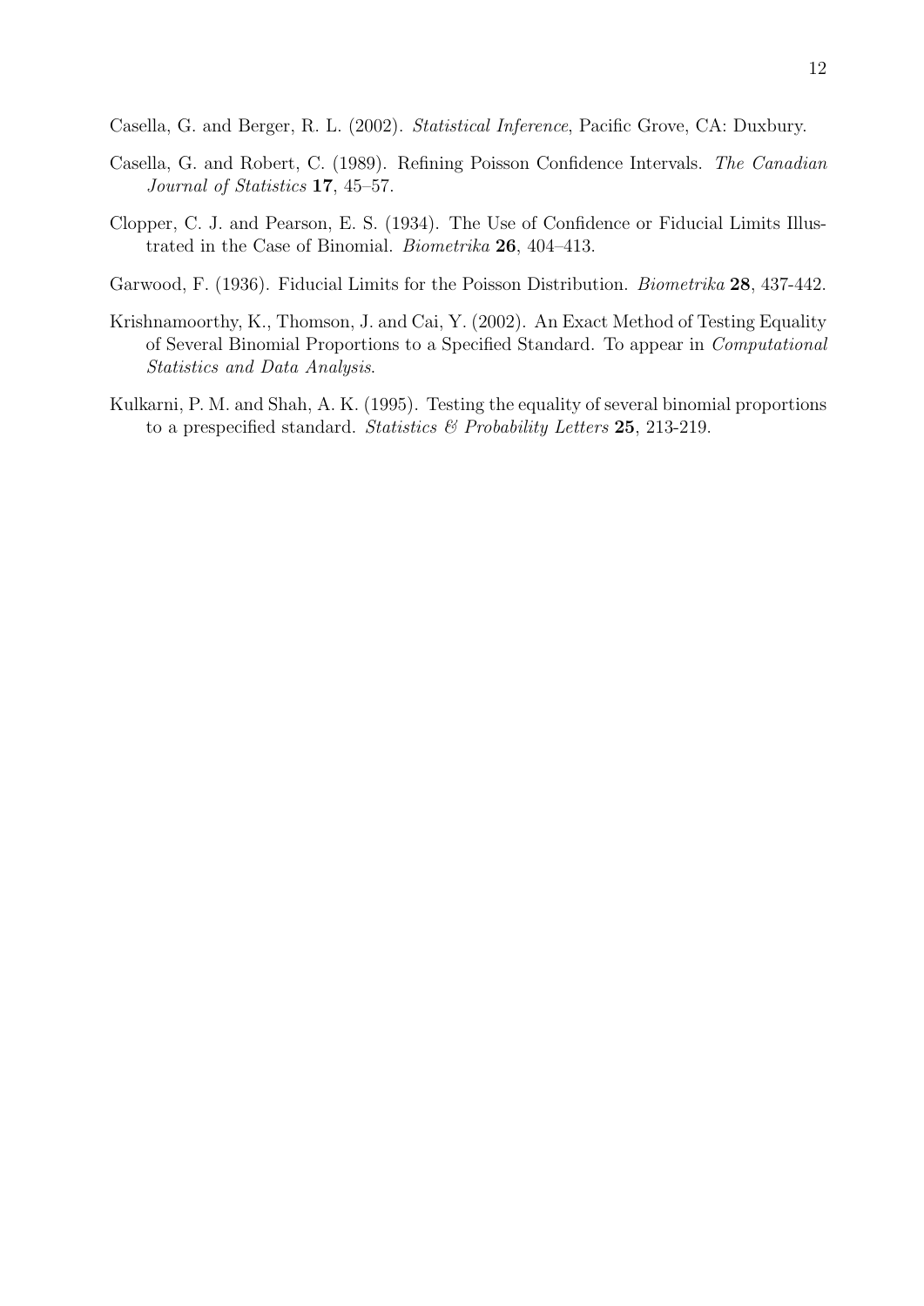Casella, G. and Berger, R. L. (2002). *Statistical Inference*, Pacific Grove, CA: Duxbury.

Casella, G. and Robert, C. (1989). Refining Poisson Confidence Intervals. *The Canadian Journal of Statistics* **17**, 45–57.

Clopper, C. J. and Pearson, E. S. (1934). The Use of Confidence or Fiducial Limits Illustrated in the Case of Binomial. *Biometrika* **26**, 404–413.

Garwood, F. (1936). Fiducial Limits for the Poisson Distribution. *Biometrika* **28**, 437-442.

Krishnamoorthy, K., Thomson, J. and Cai, Y. (2002). An Exact Method of Testing Equality of Several Binomial Proportions to a Specified Standard. To appear in *Computational Statistics and Data Analysis*.

Kulkarni, P. M. and Shah, A. K. (1995). Testing the equality of several binomial proportions to a prespecified standard. *Statistics & Probability Letters* **25**, 213-219.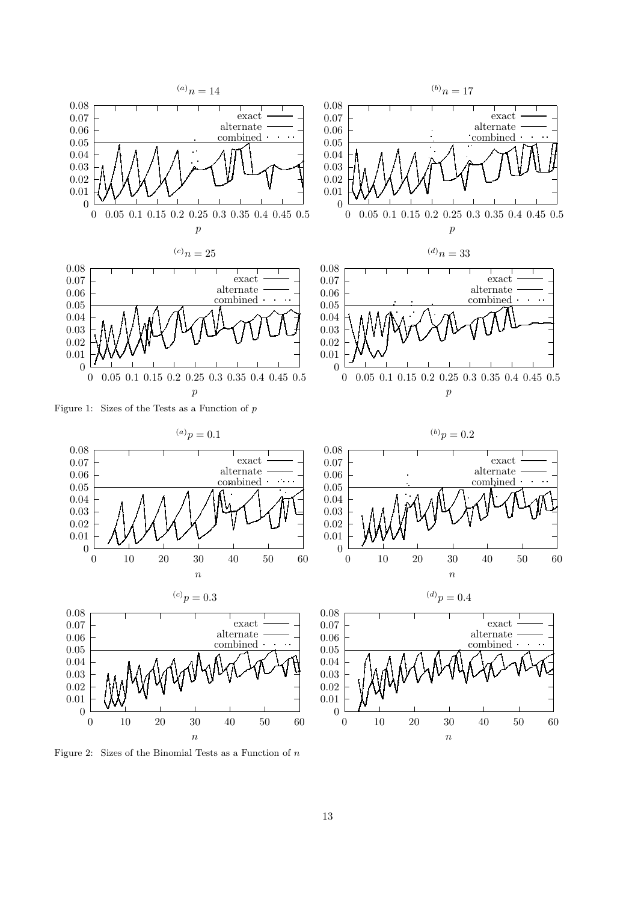Figure 1: Sizes of the Tests as a Function of $p$

Figure 2: Sizes of the Binomial Tests as a Function of $n$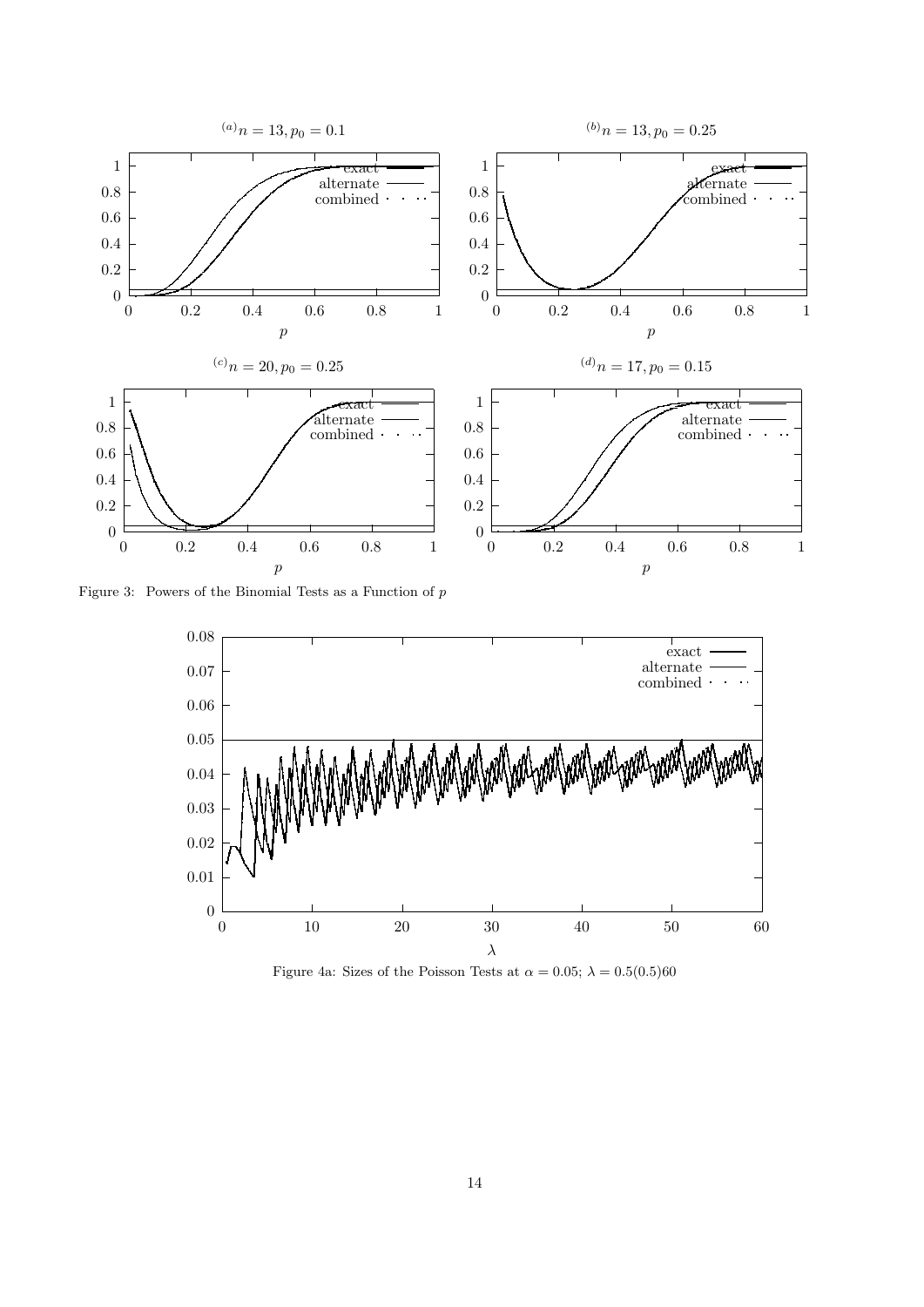Figure 3: Powers of the Binomial Tests as a Function of $p$

Figure 4a: Sizes of the Poisson Tests at $\alpha = 0.05$; $\lambda = 0.5(0.5)60$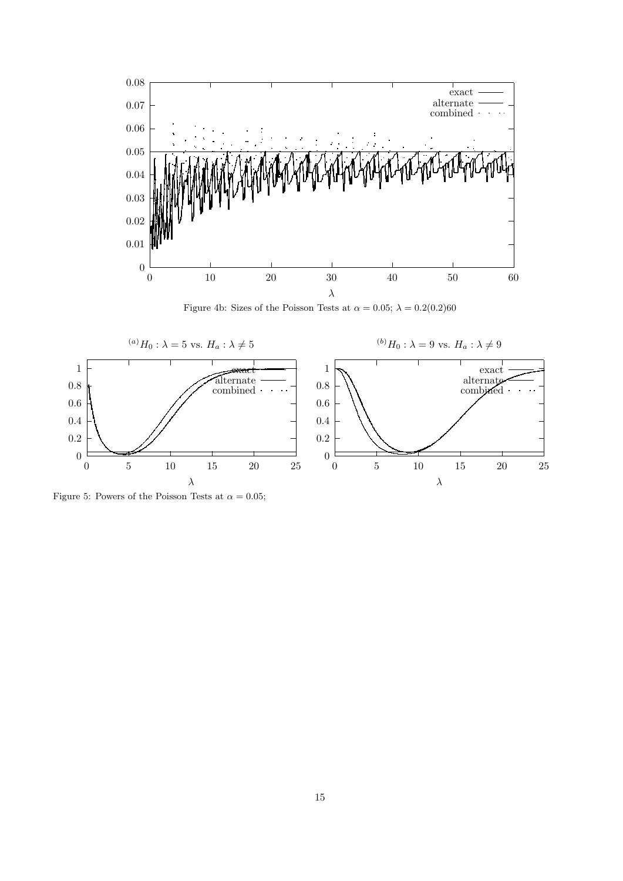Figure 4b: Sizes of the Poisson Tests at $\alpha = 0.05$; $\lambda = 0.2(0.2)60$

Figure 5: Powers of the Poisson Tests at $\alpha = 0.05$;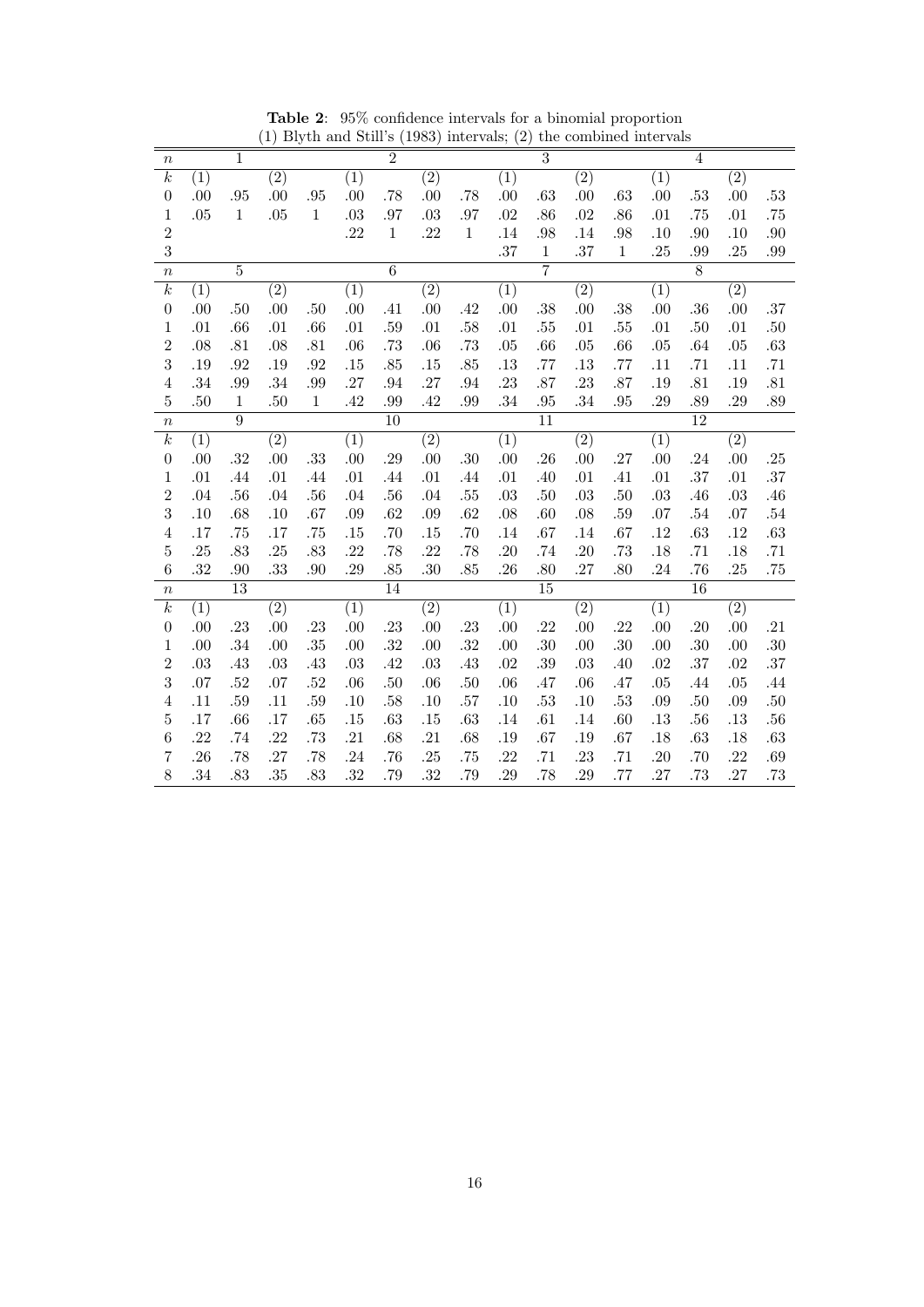**Table 2**: 95% confidence intervals for a binomial proportion
(1) Blyth and Still's (1983) intervals; (2) the combined intervals

| $n$ | 1 | | | | 2 | | | | 3 | | | | 4 | | | |
|---|---|---|---|---|---|---|---|---|---|---|---|---|---|---|---|---|
| $k$ | (1) | | (2) | | (1) | | (2) | | (1) | | (2) | | (1) | | (2) | |
| 0 | .00 | .95 | .00 | .95 | .00 | .78 | .00 | .78 | .00 | .63 | .00 | .63 | .00 | .53 | .00 | .53 |
| 1 | .05 | 1 | .05 | 1 | .03 | .97 | .03 | .97 | .02 | .86 | .02 | .86 | .01 | .75 | .01 | .75 |
| 2 | | | | | .22 | 1 | .22 | 1 | .14 | .98 | .14 | .98 | .10 | .90 | .10 | .90 |
| 3 | | | | | | | | | .37 | 1 | .37 | 1 | .25 | .99 | .25 | .99 |
| $n$ | 5 | | | | 6 | | | | 7 | | | | 8 | | | |
| $k$ | (1) | | (2) | | (1) | | (2) | | (1) | | (2) | | (1) | | (2) | |
| 0 | .00 | .50 | .00 | .50 | .00 | .41 | .00 | .42 | .00 | .38 | .00 | .38 | .00 | .36 | .00 | .37 |
| 1 | .01 | .66 | .01 | .66 | .01 | .59 | .01 | .58 | .01 | .55 | .01 | .55 | .01 | .50 | .01 | .50 |
| 2 | .08 | .81 | .08 | .81 | .06 | .73 | .06 | .73 | .05 | .66 | .05 | .66 | .05 | .64 | .05 | .63 |
| 3 | .19 | .92 | .19 | .92 | .15 | .85 | .15 | .85 | .13 | .77 | .13 | .77 | .11 | .71 | .11 | .71 |
| 4 | .34 | .99 | .34 | .99 | .27 | .94 | .27 | .94 | .23 | .87 | .23 | .87 | .19 | .81 | .19 | .81 |
| 5 | .50 | 1 | .50 | 1 | .42 | .99 | .42 | .99 | .34 | .95 | .34 | .95 | .29 | .89 | .29 | .89 |
| $n$ | 9 | | | | 10 | | | | 11 | | | | 12 | | | |
| $k$ | (1) | | (2) | | (1) | | (2) | | (1) | | (2) | | (1) | | (2) | |
| 0 | .00 | .32 | .00 | .33 | .00 | .29 | .00 | .30 | .00 | .26 | .00 | .27 | .00 | .24 | .00 | .25 |
| 1 | .01 | .44 | .01 | .44 | .01 | .44 | .01 | .44 | .01 | .40 | .01 | .41 | .01 | .37 | .01 | .37 |
| 2 | .04 | .56 | .04 | .56 | .04 | .56 | .04 | .55 | .03 | .50 | .03 | .50 | .03 | .46 | .03 | .46 |
| 3 | .10 | .68 | .10 | .67 | .09 | .62 | .09 | .62 | .08 | .60 | .08 | .59 | .07 | .54 | .07 | .54 |
| 4 | .17 | .75 | .17 | .75 | .15 | .70 | .15 | .70 | .14 | .67 | .14 | .67 | .12 | .63 | .12 | .63 |
| 5 | .25 | .83 | .25 | .83 | .22 | .78 | .22 | .78 | .20 | .74 | .20 | .73 | .18 | .71 | .18 | .71 |
| 6 | .32 | .90 | .33 | .90 | .29 | .85 | .30 | .85 | .26 | .80 | .27 | .80 | .24 | .76 | .25 | .75 |
| $n$ | 13 | | | | 14 | | | | 15 | | | | 16 | | | |
| $k$ | (1) | | (2) | | (1) | | (2) | | (1) | | (2) | | (1) | | (2) | |
| 0 | .00 | .23 | .00 | .23 | .00 | .23 | .00 | .23 | .00 | .22 | .00 | .22 | .00 | .20 | .00 | .21 |
| 1 | .00 | .34 | .00 | .35 | .00 | .32 | .00 | .32 | .00 | .30 | .00 | .30 | .00 | .30 | .00 | .30 |
| 2 | .03 | .43 | .03 | .43 | .03 | .42 | .03 | .43 | .02 | .39 | .03 | .40 | .02 | .37 | .02 | .37 |
| 3 | .07 | .52 | .07 | .52 | .06 | .50 | .06 | .50 | .06 | .47 | .06 | .47 | .05 | .44 | .05 | .44 |
| 4 | .11 | .59 | .11 | .59 | .10 | .58 | .10 | .57 | .10 | .53 | .10 | .53 | .09 | .50 | .09 | .50 |
| 5 | .17 | .66 | .17 | .65 | .15 | .63 | .15 | .63 | .14 | .61 | .14 | .60 | .13 | .56 | .13 | .56 |
| 6 | .22 | .74 | .22 | .73 | .21 | .68 | .21 | .68 | .19 | .67 | .19 | .67 | .18 | .63 | .18 | .63 |
| 7 | .26 | .78 | .27 | .78 | .24 | .76 | .25 | .75 | .22 | .71 | .23 | .71 | .20 | .70 | .22 | .69 |
| 8 | .34 | .83 | .35 | .83 | .32 | .79 | .32 | .79 | .29 | .78 | .29 | .77 | .27 | .73 | .27 | .73 |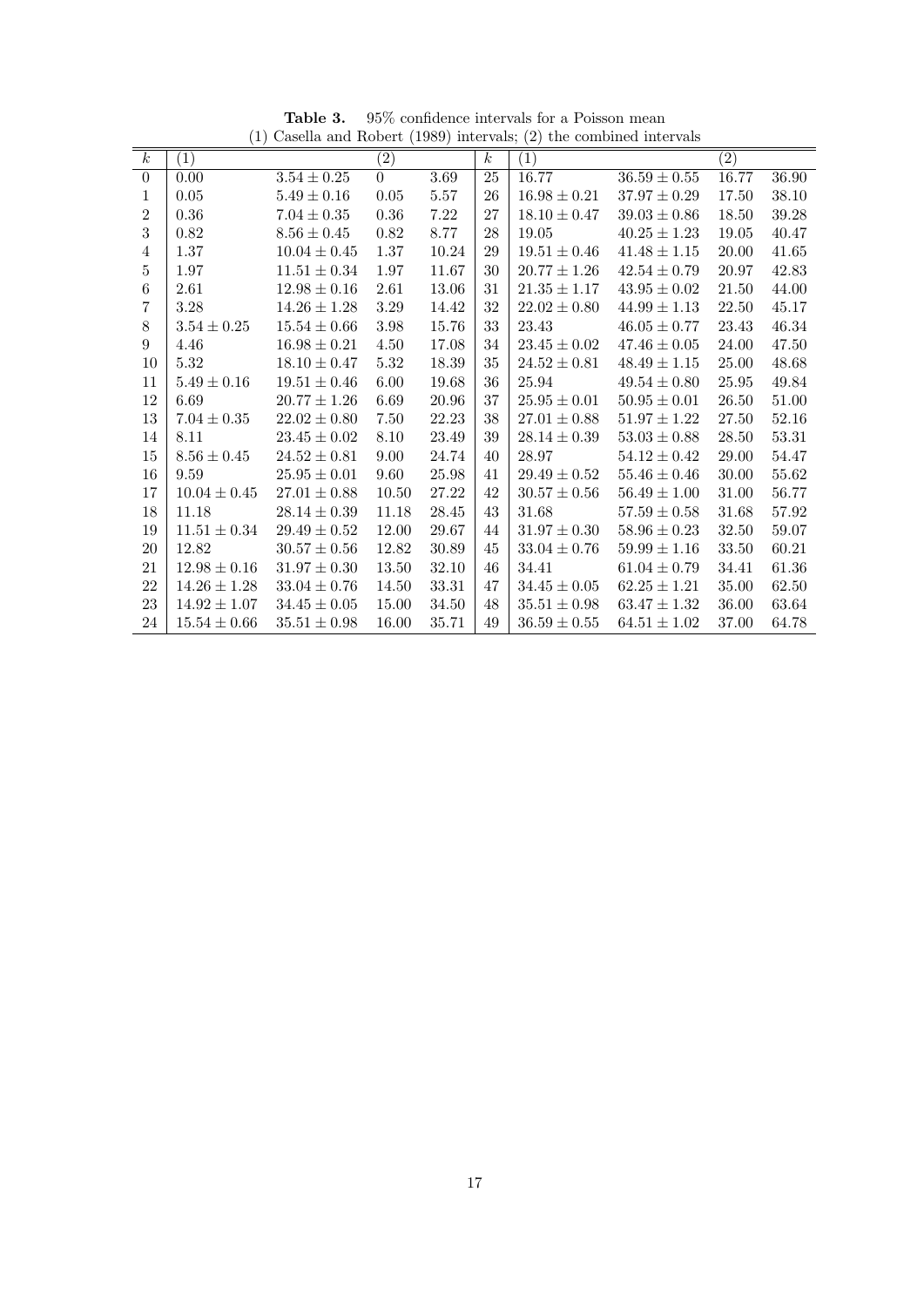**Table 3.** 95% confidence intervals for a Poisson mean
(1) Casella and Robert (1989) intervals; (2) the combined intervals

| $k$ | (1) | | (2) | | $k$ | (1) | | (2) | |
|---|---|---|---|---|---|---|---|---|---|
| 0 | 0.00 | $3.54 \pm 0.25$ | 0 | 3.69 | 25 | 16.77 | $36.59 \pm 0.55$ | 16.77 | 36.90 |
| 1 | 0.05 | $5.49 \pm 0.16$ | 0.05 | 5.57 | 26 | $16.98 \pm 0.21$ | $37.97 \pm 0.29$ | 17.50 | 38.10 |
| 2 | 0.36 | $7.04 \pm 0.35$ | 0.36 | 7.22 | 27 | $18.10 \pm 0.47$ | $39.03 \pm 0.86$ | 18.50 | 39.28 |
| 3 | 0.82 | $8.56 \pm 0.45$ | 0.82 | 8.77 | 28 | 19.05 | $40.25 \pm 1.23$ | 19.05 | 40.47 |
| 4 | 1.37 | $10.04 \pm 0.45$ | 1.37 | 10.24 | 29 | $19.51 \pm 0.46$ | $41.48 \pm 1.15$ | 20.00 | 41.65 |
| 5 | 1.97 | $11.51 \pm 0.34$ | 1.97 | 11.67 | 30 | $20.77 \pm 1.26$ | $42.54 \pm 0.79$ | 20.97 | 42.83 |
| 6 | 2.61 | $12.98 \pm 0.16$ | 2.61 | 13.06 | 31 | $21.35 \pm 1.17$ | $43.95 \pm 0.02$ | 21.50 | 44.00 |
| 7 | 3.28 | $14.26 \pm 1.28$ | 3.29 | 14.42 | 32 | $22.02 \pm 0.80$ | $44.99 \pm 1.13$ | 22.50 | 45.17 |
| 8 | $3.54 \pm 0.25$ | $15.54 \pm 0.66$ | 3.98 | 15.76 | 33 | 23.43 | $46.05 \pm 0.77$ | 23.43 | 46.34 |
| 9 | 4.46 | $16.98 \pm 0.21$ | 4.50 | 17.08 | 34 | $23.45 \pm 0.02$ | $47.46 \pm 0.05$ | 24.00 | 47.50 |
| 10 | 5.32 | $18.10 \pm 0.47$ | 5.32 | 18.39 | 35 | $24.52 \pm 0.81$ | $48.49 \pm 1.15$ | 25.00 | 48.68 |
| 11 | $5.49 \pm 0.16$ | $19.51 \pm 0.46$ | 6.00 | 19.68 | 36 | 25.94 | $49.54 \pm 0.80$ | 25.95 | 49.84 |
| 12 | 6.69 | $20.77 \pm 1.26$ | 6.69 | 20.96 | 37 | $25.95 \pm 0.01$ | $50.95 \pm 0.01$ | 26.50 | 51.00 |
| 13 | $7.04 \pm 0.35$ | $22.02 \pm 0.80$ | 7.50 | 22.23 | 38 | $27.01 \pm 0.88$ | $51.97 \pm 1.22$ | 27.50 | 52.16 |
| 14 | 8.11 | $23.45 \pm 0.02$ | 8.10 | 23.49 | 39 | $28.14 \pm 0.39$ | $53.03 \pm 0.88$ | 28.50 | 53.31 |
| 15 | $8.56 \pm 0.45$ | $24.52 \pm 0.81$ | 9.00 | 24.74 | 40 | 28.97 | $54.12 \pm 0.42$ | 29.00 | 54.47 |
| 16 | 9.59 | $25.95 \pm 0.01$ | 9.60 | 25.98 | 41 | $29.49 \pm 0.52$ | $55.46 \pm 0.46$ | 30.00 | 55.62 |
| 17 | $10.04 \pm 0.45$ | $27.01 \pm 0.88$ | 10.50 | 27.22 | 42 | $30.57 \pm 0.56$ | $56.49 \pm 1.00$ | 31.00 | 56.77 |
| 18 | 11.18 | $28.14 \pm 0.39$ | 11.18 | 28.45 | 43 | 31.68 | $57.59 \pm 0.58$ | 31.68 | 57.92 |
| 19 | $11.51 \pm 0.34$ | $29.49 \pm 0.52$ | 12.00 | 29.67 | 44 | $31.97 \pm 0.30$ | $58.96 \pm 0.23$ | 32.50 | 59.07 |
| 20 | 12.82 | $30.57 \pm 0.56$ | 12.82 | 30.89 | 45 | $33.04 \pm 0.76$ | $59.99 \pm 1.16$ | 33.50 | 60.21 |
| 21 | $12.98 \pm 0.16$ | $31.97 \pm 0.30$ | 13.50 | 32.10 | 46 | 34.41 | $61.04 \pm 0.79$ | 34.41 | 61.36 |
| 22 | $14.26 \pm 1.28$ | $33.04 \pm 0.76$ | 14.50 | 33.31 | 47 | $34.45 \pm 0.05$ | $62.25 \pm 1.21$ | 35.00 | 62.50 |
| 23 | $14.92 \pm 1.07$ | $34.45 \pm 0.05$ | 15.00 | 34.50 | 48 | $35.51 \pm 0.98$ | $63.47 \pm 1.32$ | 36.00 | 63.64 |
| 24 | $15.54 \pm 0.66$ | $35.51 \pm 0.98$ | 16.00 | 35.71 | 49 | $36.59 \pm 0.55$ | $64.51 \pm 1.02$ | 37.00 | 64.78 |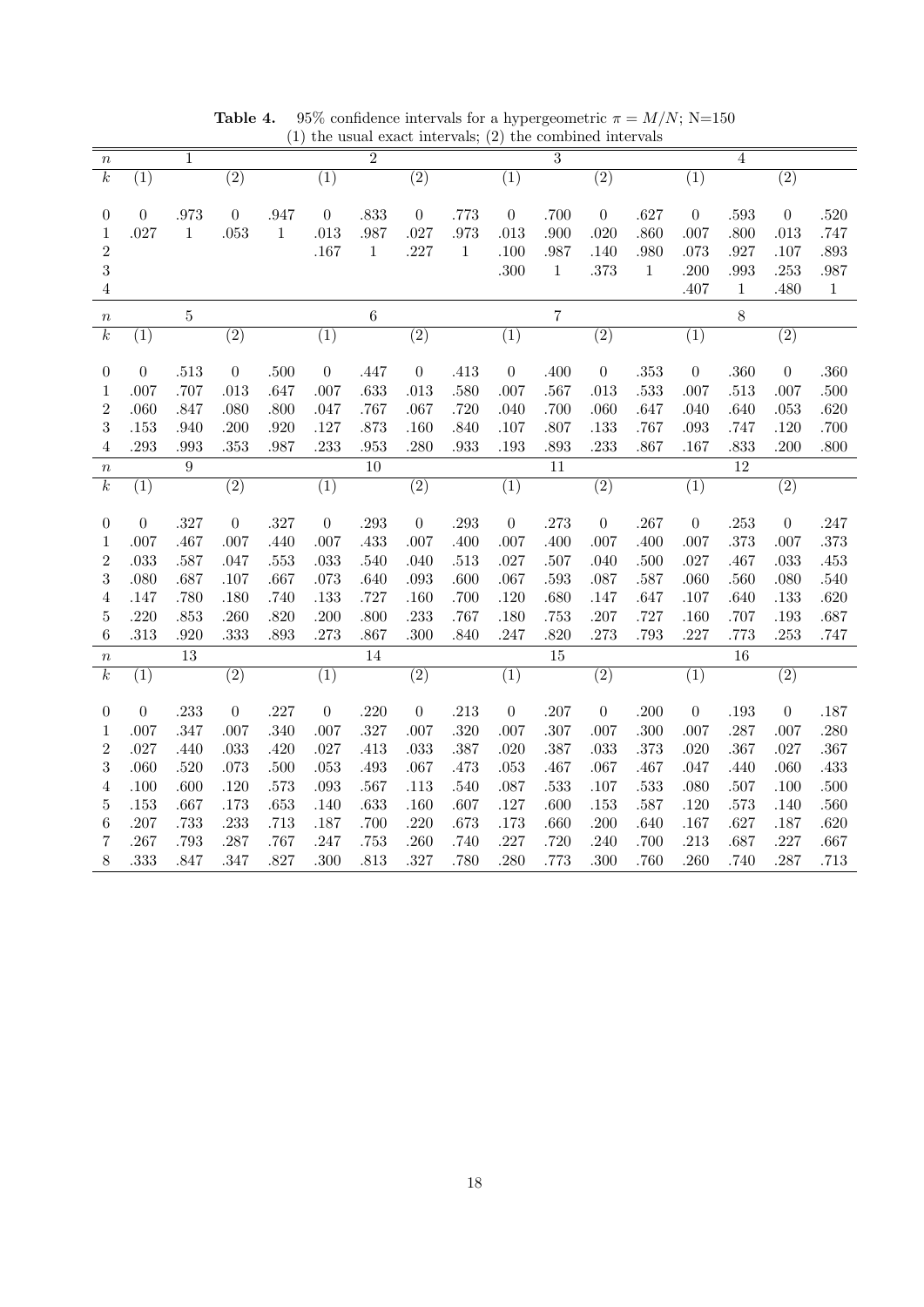**Table 4.** 95% confidence intervals for a hypergeometric $\pi = M/N$; N=150
(1) the usual exact intervals; (2) the combined intervals

| $n$ | 1 | | | | 2 | | | | 3 | | | | 4 | | | |
|---|---|---|---|---|---|---|---|---|---|---|---|---|---|---|---|---|
| $k$ | (1) | | (2) | | (1) | | (2) | | (1) | | (2) | | (1) | | (2) | |
| 0 | 0 | .973 | 0 | .947 | 0 | .833 | 0 | .773 | 0 | .700 | 0 | .627 | 0 | .593 | 0 | .520 |
| 1 | .027 | 1 | .053 | 1 | .013 | .987 | .027 | .973 | .013 | .900 | .020 | .860 | .007 | .800 | .013 | .747 |
| 2 | | | | | .167 | 1 | .227 | 1 | .100 | .987 | .140 | .980 | .073 | .927 | .107 | .893 |
| 3 | | | | | | | | | .300 | 1 | .373 | 1 | .200 | .993 | .253 | .987 |
| 4 | | | | | | | | | | | | | .407 | 1 | .480 | 1 |

| $n$ | 5 | | | | 6 | | | | 7 | | | | 8 | | | |
|---|---|---|---|---|---|---|---|---|---|---|---|---|---|---|---|---|
| $k$ | (1) | | (2) | | (1) | | (2) | | (1) | | (2) | | (1) | | (2) | |
| 0 | 0 | .513 | 0 | .500 | 0 | .447 | 0 | .413 | 0 | .400 | 0 | .353 | 0 | .360 | 0 | .360 |
| 1 | .007 | .707 | .013 | .647 | .007 | .633 | .013 | .580 | .007 | .567 | .013 | .533 | .007 | .513 | .007 | .500 |
| 2 | .060 | .847 | .080 | .800 | .047 | .767 | .067 | .720 | .040 | .700 | .060 | .647 | .040 | .640 | .053 | .620 |
| 3 | .153 | .940 | .200 | .920 | .127 | .873 | .160 | .840 | .107 | .807 | .133 | .767 | .093 | .747 | .120 | .700 |
| 4 | .293 | .993 | .353 | .987 | .233 | .953 | .280 | .933 | .193 | .893 | .233 | .867 | .167 | .833 | .200 | .800 |

| $n$ | 9 | | | | 10 | | | | 11 | | | | 12 | | | |
|---|---|---|---|---|---|---|---|---|---|---|---|---|---|---|---|---|
| $k$ | (1) | | (2) | | (1) | | (2) | | (1) | | (2) | | (1) | | (2) | |
| 0 | 0 | .327 | 0 | .327 | 0 | .293 | 0 | .293 | 0 | .273 | 0 | .267 | 0 | .253 | 0 | .247 |
| 1 | .007 | .467 | .007 | .440 | .007 | .433 | .007 | .400 | .007 | .400 | .007 | .400 | .007 | .373 | .007 | .373 |
| 2 | .033 | .587 | .047 | .553 | .033 | .540 | .040 | .513 | .027 | .507 | .040 | .500 | .027 | .467 | .033 | .453 |
| 3 | .080 | .687 | .107 | .667 | .073 | .640 | .093 | .600 | .067 | .593 | .087 | .587 | .060 | .560 | .080 | .540 |
| 4 | .147 | .780 | .180 | .740 | .133 | .727 | .160 | .700 | .120 | .680 | .147 | .647 | .107 | .640 | .133 | .620 |
| 5 | .220 | .853 | .260 | .820 | .200 | .800 | .233 | .767 | .180 | .753 | .207 | .727 | .160 | .707 | .193 | .687 |
| 6 | .313 | .920 | .333 | .893 | .273 | .867 | .300 | .840 | .247 | .820 | .273 | .793 | .227 | .773 | .253 | .747 |

| $n$ | 13 | | | | 14 | | | | 15 | | | | 16 | | | |
|---|---|---|---|---|---|---|---|---|---|---|---|---|---|---|---|---|
| $k$ | (1) | | (2) | | (1) | | (2) | | (1) | | (2) | | (1) | | (2) | |
| 0 | 0 | .233 | 0 | .227 | 0 | .220 | 0 | .213 | 0 | .207 | 0 | .200 | 0 | .193 | 0 | .187 |
| 1 | .007 | .347 | .007 | .340 | .007 | .327 | .007 | .320 | .007 | .307 | .007 | .300 | .007 | .287 | .007 | .280 |
| 2 | .027 | .440 | .033 | .420 | .027 | .413 | .033 | .387 | .020 | .387 | .033 | .373 | .020 | .367 | .027 | .367 |
| 3 | .060 | .520 | .073 | .500 | .053 | .493 | .067 | .473 | .053 | .467 | .067 | .467 | .047 | .440 | .060 | .433 |
| 4 | .100 | .600 | .120 | .573 | .093 | .567 | .113 | .540 | .087 | .533 | .107 | .533 | .080 | .507 | .100 | .500 |
| 5 | .153 | .667 | .173 | .653 | .140 | .633 | .160 | .607 | .127 | .600 | .153 | .587 | .120 | .573 | .140 | .560 |
| 6 | .207 | .733 | .233 | .713 | .187 | .700 | .220 | .673 | .173 | .660 | .200 | .640 | .167 | .627 | .187 | .620 |
| 7 | .267 | .793 | .287 | .767 | .247 | .753 | .260 | .740 | .227 | .720 | .240 | .700 | .213 | .687 | .227 | .667 |
| 8 | .333 | .847 | .347 | .827 | .300 | .813 | .327 | .780 | .280 | .773 | .300 | .760 | .260 | .740 | .287 | .713 |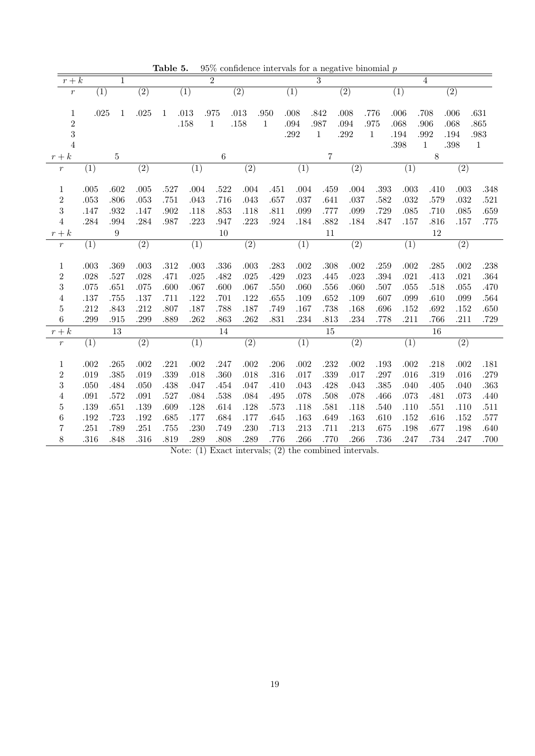**Table 5.** 95% confidence intervals for a negative binomial $p$

| $r+k$ | 1 | | | | 2 | | | | 3 | | | | 4 | | | |
|---|---|---|---|---|---|---|---|---|---|---|---|---|---|---|---|---|
| $r$ | (1) | | (2) | | (1) | | (2) | | (1) | | (2) | | (1) | | (2) | |
| 1 | .025 | 1 | .025 | 1 | .013 | .975 | .013 | .950 | .008 | .842 | .008 | .776 | .006 | .708 | .006 | .631 |
| 2 | | | | | .158 | 1 | .158 | 1 | .094 | .987 | .094 | .975 | .068 | .906 | .068 | .865 |
| 3 | | | | | | | | | .292 | 1 | .292 | 1 | .194 | .992 | .194 | .983 |
| 4 | | | | | | | | | | | | | .398 | 1 | .398 | 1 |
| $r+k$ | 5 | | | | 6 | | | | 7 | | | | 8 | | | |
| $r$ | (1) | | (2) | | (1) | | (2) | | (1) | | (2) | | (1) | | (2) | |
| 1 | .005 | .602 | .005 | .527 | .004 | .522 | .004 | .451 | .004 | .459 | .004 | .393 | .003 | .410 | .003 | .348 |
| 2 | .053 | .806 | .053 | .751 | .043 | .716 | .043 | .657 | .037 | .641 | .037 | .582 | .032 | .579 | .032 | .521 |
| 3 | .147 | .932 | .147 | .902 | .118 | .853 | .118 | .811 | .099 | .777 | .099 | .729 | .085 | .710 | .085 | .659 |
| 4 | .284 | .994 | .284 | .987 | .223 | .947 | .223 | .924 | .184 | .882 | .184 | .847 | .157 | .816 | .157 | .775 |
| $r+k$ | 9 | | | | 10 | | | | 11 | | | | 12 | | | |
| $r$ | (1) | | (2) | | (1) | | (2) | | (1) | | (2) | | (1) | | (2) | |
| 1 | .003 | .369 | .003 | .312 | .003 | .336 | .003 | .283 | .002 | .308 | .002 | .259 | .002 | .285 | .002 | .238 |
| 2 | .028 | .527 | .028 | .471 | .025 | .482 | .025 | .429 | .023 | .445 | .023 | .394 | .021 | .413 | .021 | .364 |
| 3 | .075 | .651 | .075 | .600 | .067 | .600 | .067 | .550 | .060 | .556 | .060 | .507 | .055 | .518 | .055 | .470 |
| 4 | .137 | .755 | .137 | .711 | .122 | .701 | .122 | .655 | .109 | .652 | .109 | .607 | .099 | .610 | .099 | .564 |
| 5 | .212 | .843 | .212 | .807 | .187 | .788 | .187 | .749 | .167 | .738 | .168 | .696 | .152 | .692 | .152 | .650 |
| 6 | .299 | .915 | .299 | .889 | .262 | .863 | .262 | .831 | .234 | .813 | .234 | .778 | .211 | .766 | .211 | .729 |
| $r+k$ | 13 | | | | 14 | | | | 15 | | | | 16 | | | |
| $r$ | (1) | | (2) | | (1) | | (2) | | (1) | | (2) | | (1) | | (2) | |
| 1 | .002 | .265 | .002 | .221 | .002 | .247 | .002 | .206 | .002 | .232 | .002 | .193 | .002 | .218 | .002 | .181 |
| 2 | .019 | .385 | .019 | .339 | .018 | .360 | .018 | .316 | .017 | .339 | .017 | .297 | .016 | .319 | .016 | .279 |
| 3 | .050 | .484 | .050 | .438 | .047 | .454 | .047 | .410 | .043 | .428 | .043 | .385 | .040 | .405 | .040 | .363 |
| 4 | .091 | .572 | .091 | .527 | .084 | .538 | .084 | .495 | .078 | .508 | .078 | .466 | .073 | .481 | .073 | .440 |
| 5 | .139 | .651 | .139 | .609 | .128 | .614 | .128 | .573 | .118 | .581 | .118 | .540 | .110 | .551 | .110 | .511 |
| 6 | .192 | .723 | .192 | .685 | .177 | .684 | .177 | .645 | .163 | .649 | .163 | .610 | .152 | .616 | .152 | .577 |
| 7 | .251 | .789 | .251 | .755 | .230 | .749 | .230 | .713 | .213 | .711 | .213 | .675 | .198 | .677 | .198 | .640 |
| 8 | .316 | .848 | .316 | .819 | .289 | .808 | .289 | .776 | .266 | .770 | .266 | .736 | .247 | .734 | .247 | .700 |

Note: (1) Exact intervals; (2) the combined intervals.